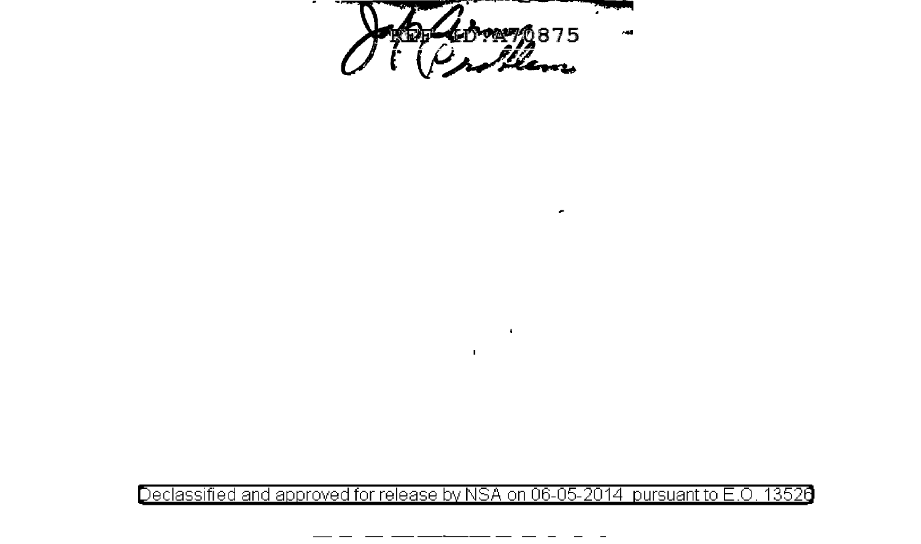REF ID:A70875

Declassified and approved for release by NSA on 06-05-2014 pursuant to E.O. 13526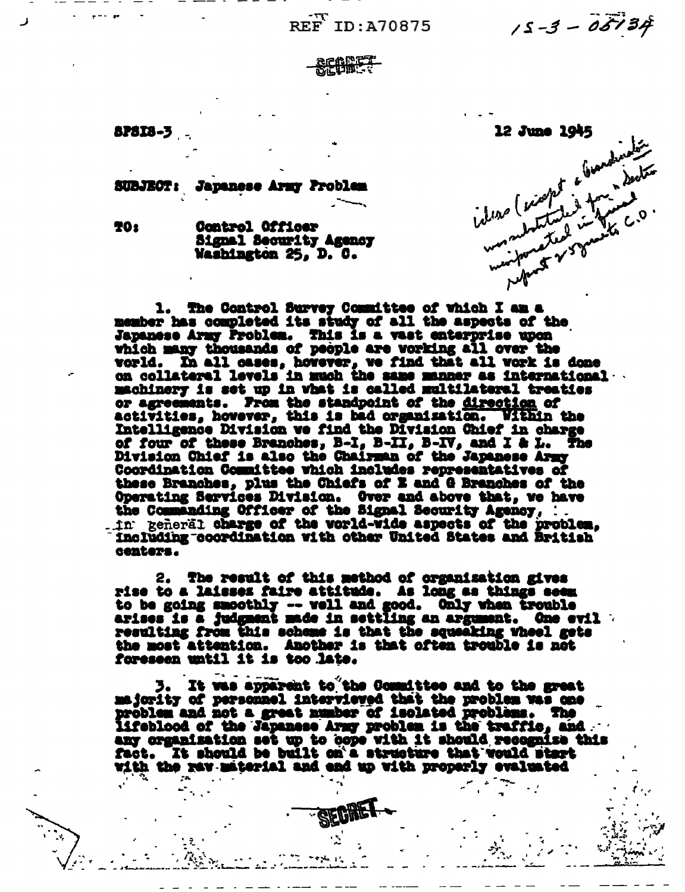REF ID:A70875 15-3-0813A

SECRET

SPSIS-3

12 June 1945

ideas (except a Coordinator) was substituted for a Director incorporated in final report & suggestions C.O.

SUBJECT: Japanese Army Problem

TO: Control Officer
Signal Security Agency
Washington 25, D. C.

1. The Control Survey Committee of which I am a member has completed its study of all the aspects of the Japanese Army Problem. This is a vast enterprise upon which many thousands of people are working all over the world. In all cases, however, we find that all work is done on collateral levels in much the same manner as international machinery is set up in what is called multilateral treaties or agreements. From the standpoint of the direction of activities, however, this is bad organization. Within the Intelligence Division we find the Division Chief in charge of four of these Branches, B-I, B-II, B-IV, and I & L. The Division Chief is also the Chairman of the Japanese Army Coordination Committee which includes representatives of these Branches, plus the Chiefs of E and G Branches of the Operating Services Division. Over and above that, we have the Commanding Officer of the Signal Security Agency, in general charge of the world-wide aspects of the problem, including coordination with other United States and British centers.

2. The result of this method of organization gives rise to a laissez faire attitude. As long as things seem to be going smoothly -- well and good. Only when trouble arises is a judgment made in settling an argument. One evil resulting from this scheme is that the squeaking wheel gets the most attention. Another is that often trouble is not foreseen until it is too late.

3. It was apparent to the Committee and to the great majority of personnel interviewed that the problem was one problem and not a great number of isolated problems. The lifeblood of the Japanese Army problem is the traffic, and any organization set up to cope with it should recognize this fact. It should be built on a structure that would start with the raw material and end up with properly evaluated

SECRET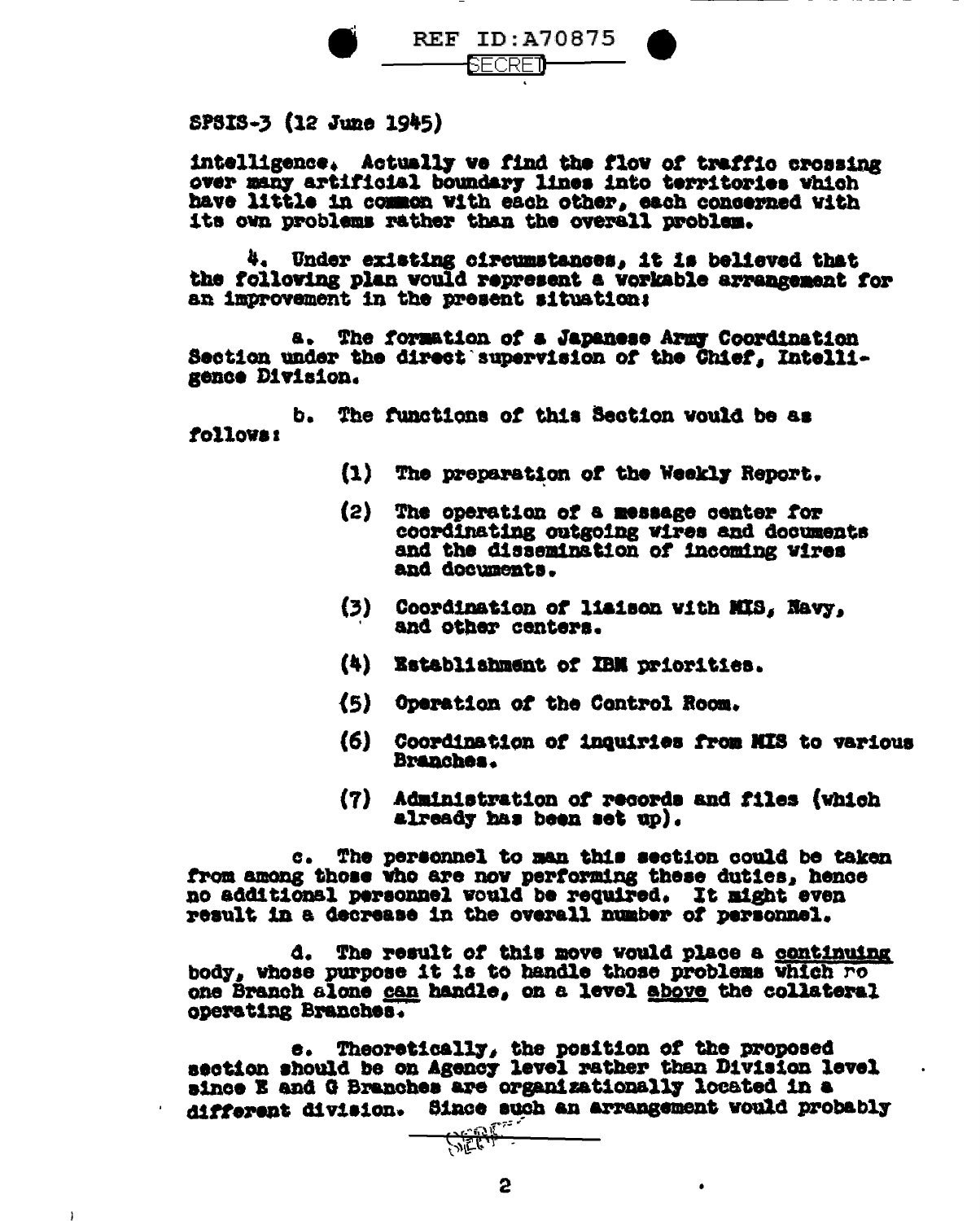SPSIS-3 (12 June 1945)

intelligence. Actually we find the flow of traffic crossing over many artificial boundary lines into territories which have little in common with each other, each concerned with its own problems rather than the overall problem.

4. Under existing circumstances, it is believed that the following plan would represent a workable arrangement for an improvement in the present situation:

a. The formation of a Japanese Army Coordination Section under the direct supervision of the Chief, Intelligence Division.

b. The functions of this Section would be as follows:

(1) The preparation of the Weekly Report.

(2) The operation of a message center for coordinating outgoing wires and documents and the dissemination of incoming wires and documents.

(3) Coordination of liaison with MIS, Navy, and other centers.

(4) Establishment of IBM priorities.

(5) Operation of the Control Room.

(6) Coordination of inquiries from MIS to various Branches.

(7) Administration of records and files (which already has been set up).

c. The personnel to man this section could be taken from among those who are now performing these duties, hence no additional personnel would be required. It might even result in a decrease in the overall number of personnel.

d. The result of this move would place a <u>continuing</u> body, whose purpose it is to handle those problems which no one Branch alone <u>can</u> handle, on a level <u>above</u> the collateral operating Branches.

e. Theoretically, the position of the proposed section should be on Agency level rather than Division level since E and G Branches are organizationally located in a different division. Since such an arrangement would probably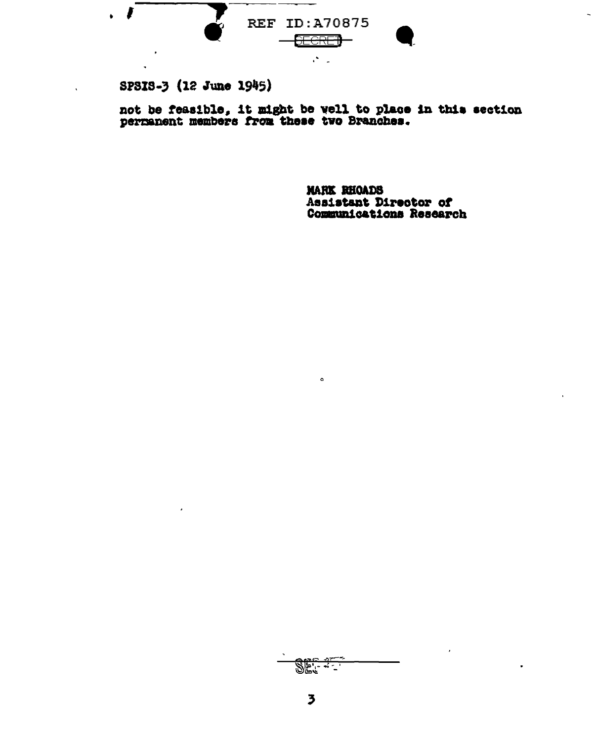SPSIS-3 (12 June 1945)

not be feasible, it might be well to place in this section permanent members from these two Branches.

MARK RHOADS
Assistant Director of
Communications Research